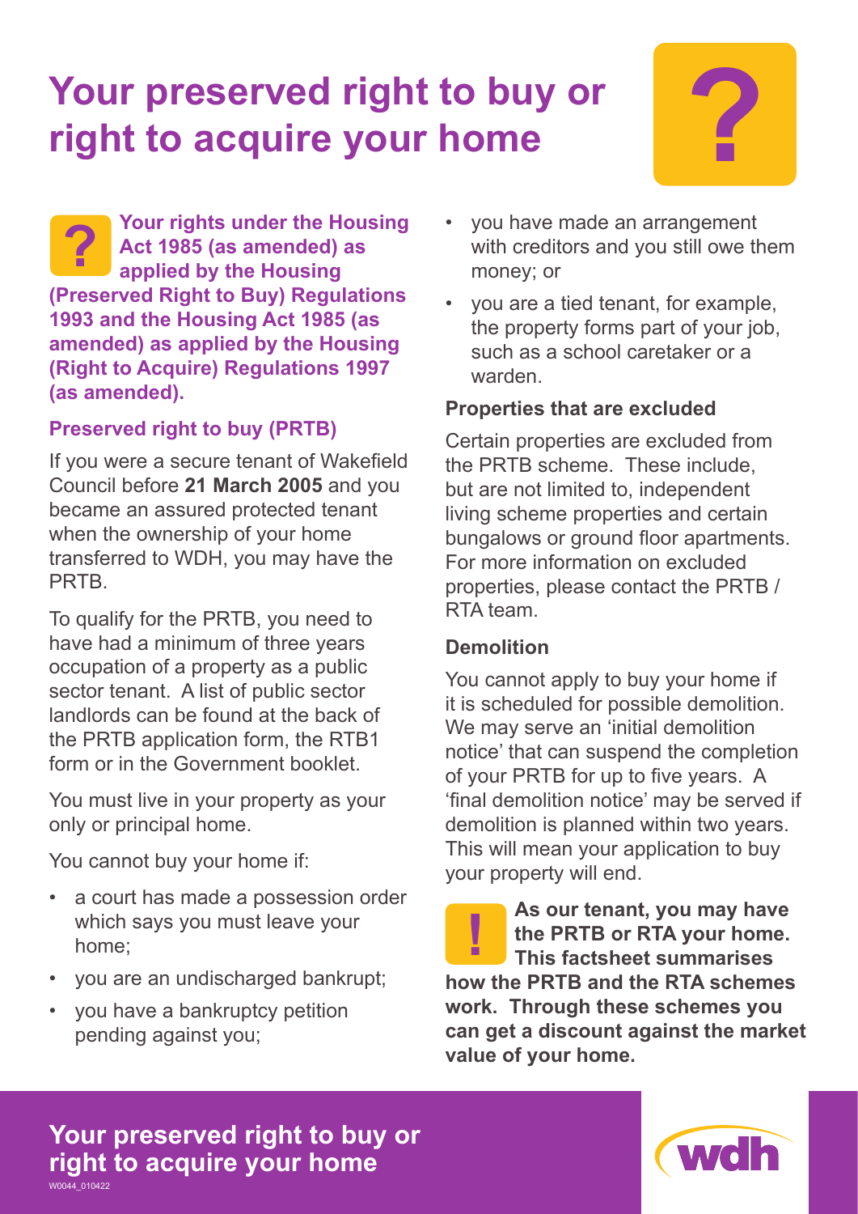# Your preserved right to buy or right to acquire your home

**Your rights under the Housing Act 1985 (as amended) as applied by the Housing (Preserved Right to Buy) Regulations 1993 and the Housing Act 1985 (as amended) as applied by the Housing (Right to Acquire) Regulations 1997 (as amended).**

## Preserved right to buy (PRTB)

If you were a secure tenant of Wakefield Council before **21 March 2005** and you became an assured protected tenant when the ownership of your home transferred to WDH, you may have the PRTB.

To qualify for the PRTB, you need to have had a minimum of three years occupation of a property as a public sector tenant. A list of public sector landlords can be found at the back of the PRTB application form, the RTB1 form or in the Government booklet.

You must live in your property as your only or principal home.

You cannot buy your home if:

- a court has made a possession order which says you must leave your home;
- you are an undischarged bankrupt;
- you have a bankruptcy petition pending against you;
- you have made an arrangement with creditors and you still owe them money; or
- you are a tied tenant, for example, the property forms part of your job, such as a school caretaker or a warden.

### Properties that are excluded

Certain properties are excluded from the PRTB scheme. These include, but are not limited to, independent living scheme properties and certain bungalows or ground floor apartments. For more information on excluded properties, please contact the PRTB / RTA team.

### Demolition

You cannot apply to buy your home if it is scheduled for possible demolition. We may serve an 'initial demolition notice' that can suspend the completion of your PRTB for up to five years. A 'final demolition notice' may be served if demolition is planned within two years. This will mean your application to buy your property will end.

**As our tenant, you may have the PRTB or RTA your home. This factsheet summarises how the PRTB and the RTA schemes work. Through these schemes you can get a discount against the market value of your home.**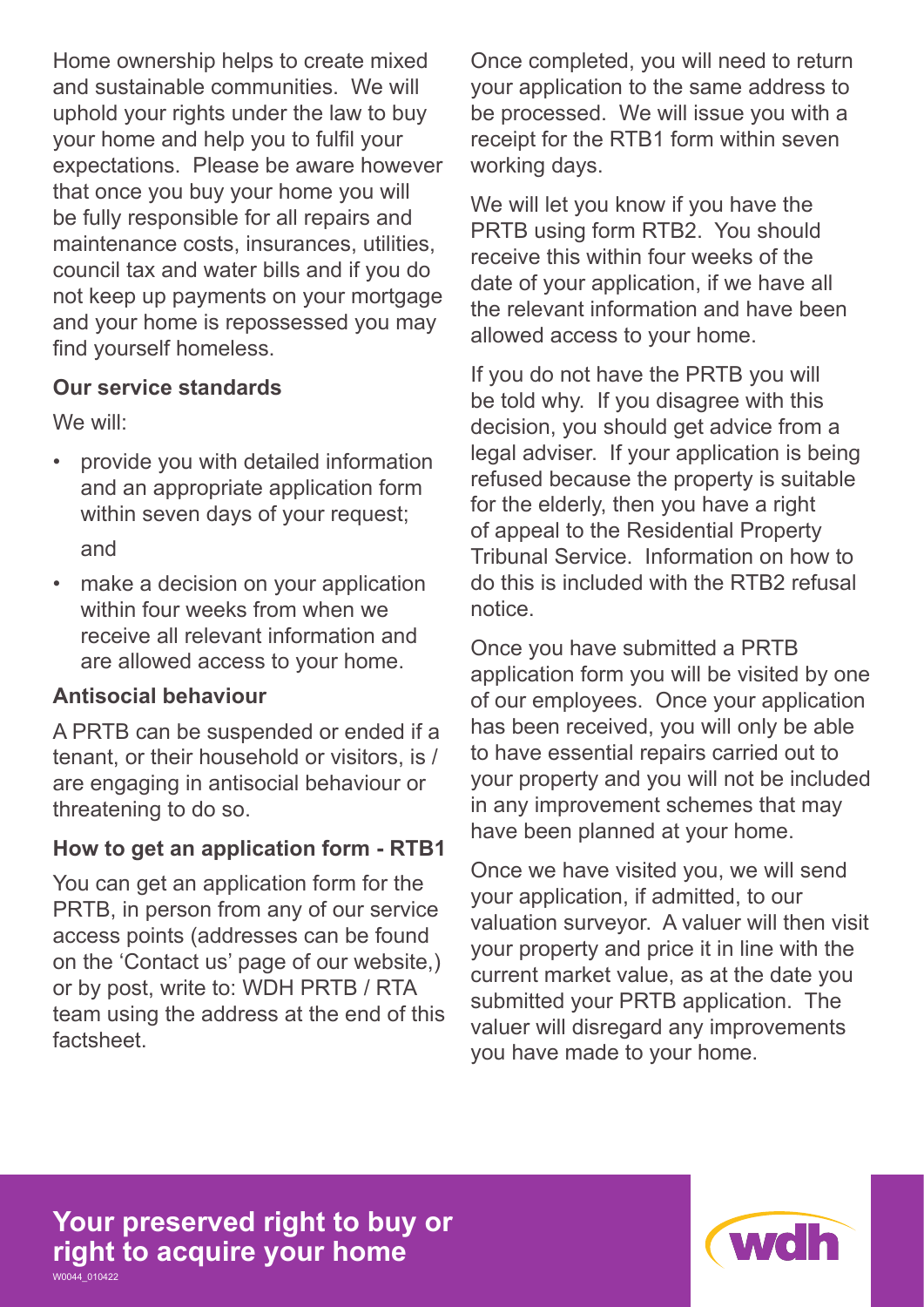Home ownership helps to create mixed and sustainable communities. We will uphold your rights under the law to buy your home and help you to fulfil your expectations. Please be aware however that once you buy your home you will be fully responsible for all repairs and maintenance costs, insurances, utilities, council tax and water bills and if you do not keep up payments on your mortgage and your home is repossessed you may find yourself homeless.

### Our service standards

We will:

- provide you with detailed information and an appropriate application form within seven days of your request;

  and

- make a decision on your application within four weeks from when we receive all relevant information and are allowed access to your home.

### Antisocial behaviour

A PRTB can be suspended or ended if a tenant, or their household or visitors, is / are engaging in antisocial behaviour or threatening to do so.

### How to get an application form - RTB1

You can get an application form for the PRTB, in person from any of our service access points (addresses can be found on the 'Contact us' page of our website,) or by post, write to: WDH PRTB / RTA team using the address at the end of this factsheet.

Once completed, you will need to return your application to the same address to be processed. We will issue you with a receipt for the RTB1 form within seven working days.

We will let you know if you have the PRTB using form RTB2. You should receive this within four weeks of the date of your application, if we have all the relevant information and have been allowed access to your home.

If you do not have the PRTB you will be told why. If you disagree with this decision, you should get advice from a legal adviser. If your application is being refused because the property is suitable for the elderly, then you have a right of appeal to the Residential Property Tribunal Service. Information on how to do this is included with the RTB2 refusal notice.

Once you have submitted a PRTB application form you will be visited by one of our employees. Once your application has been received, you will only be able to have essential repairs carried out to your property and you will not be included in any improvement schemes that may have been planned at your home.

Once we have visited you, we will send your application, if admitted, to our valuation surveyor. A valuer will then visit your property and price it in line with the current market value, as at the date you submitted your PRTB application. The valuer will disregard any improvements you have made to your home.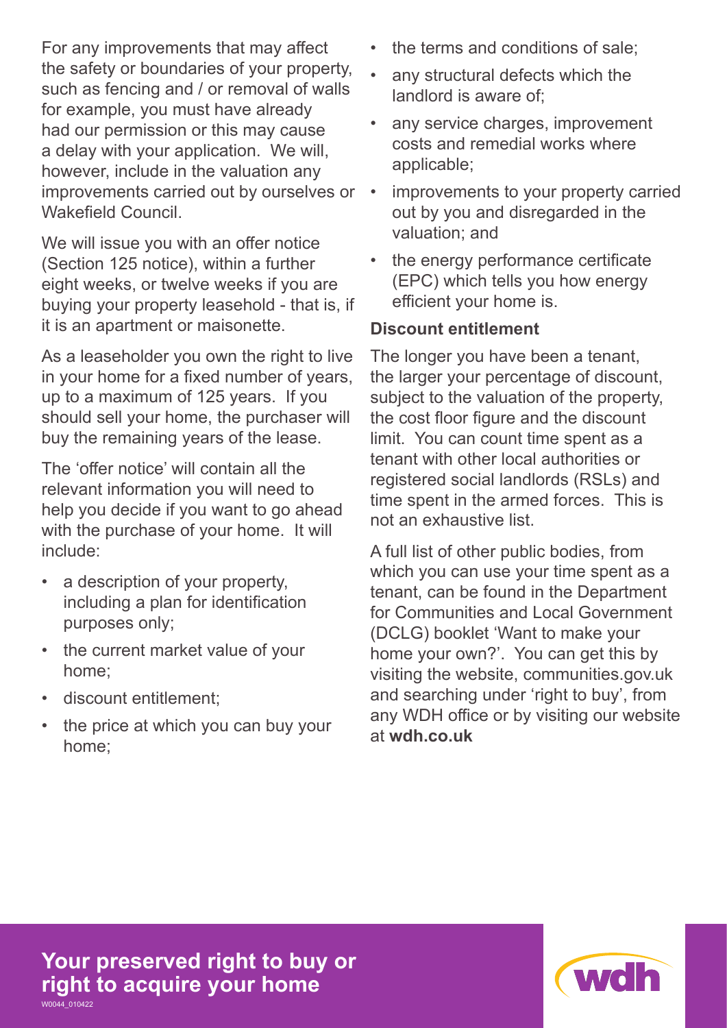For any improvements that may affect the safety or boundaries of your property, such as fencing and / or removal of walls for example, you must have already had our permission or this may cause a delay with your application. We will, however, include in the valuation any improvements carried out by ourselves or Wakefield Council.

We will issue you with an offer notice (Section 125 notice), within a further eight weeks, or twelve weeks if you are buying your property leasehold - that is, if it is an apartment or maisonette.

As a leaseholder you own the right to live in your home for a fixed number of years, up to a maximum of 125 years. If you should sell your home, the purchaser will buy the remaining years of the lease.

The 'offer notice' will contain all the relevant information you will need to help you decide if you want to go ahead with the purchase of your home. It will include:

- a description of your property, including a plan for identification purposes only;
- the current market value of your home;
- discount entitlement;
- the price at which you can buy your home;
- the terms and conditions of sale;
- any structural defects which the landlord is aware of;
- any service charges, improvement costs and remedial works where applicable;
- improvements to your property carried out by you and disregarded in the valuation; and
- the energy performance certificate (EPC) which tells you how energy efficient your home is.

**Discount entitlement**

The longer you have been a tenant, the larger your percentage of discount, subject to the valuation of the property, the cost floor figure and the discount limit. You can count time spent as a tenant with other local authorities or registered social landlords (RSLs) and time spent in the armed forces. This is not an exhaustive list.

A full list of other public bodies, from which you can use your time spent as a tenant, can be found in the Department for Communities and Local Government (DCLG) booklet 'Want to make your home your own?'. You can get this by visiting the website, communities.gov.uk and searching under 'right to buy', from any WDH office or by visiting our website at **wdh.co.uk**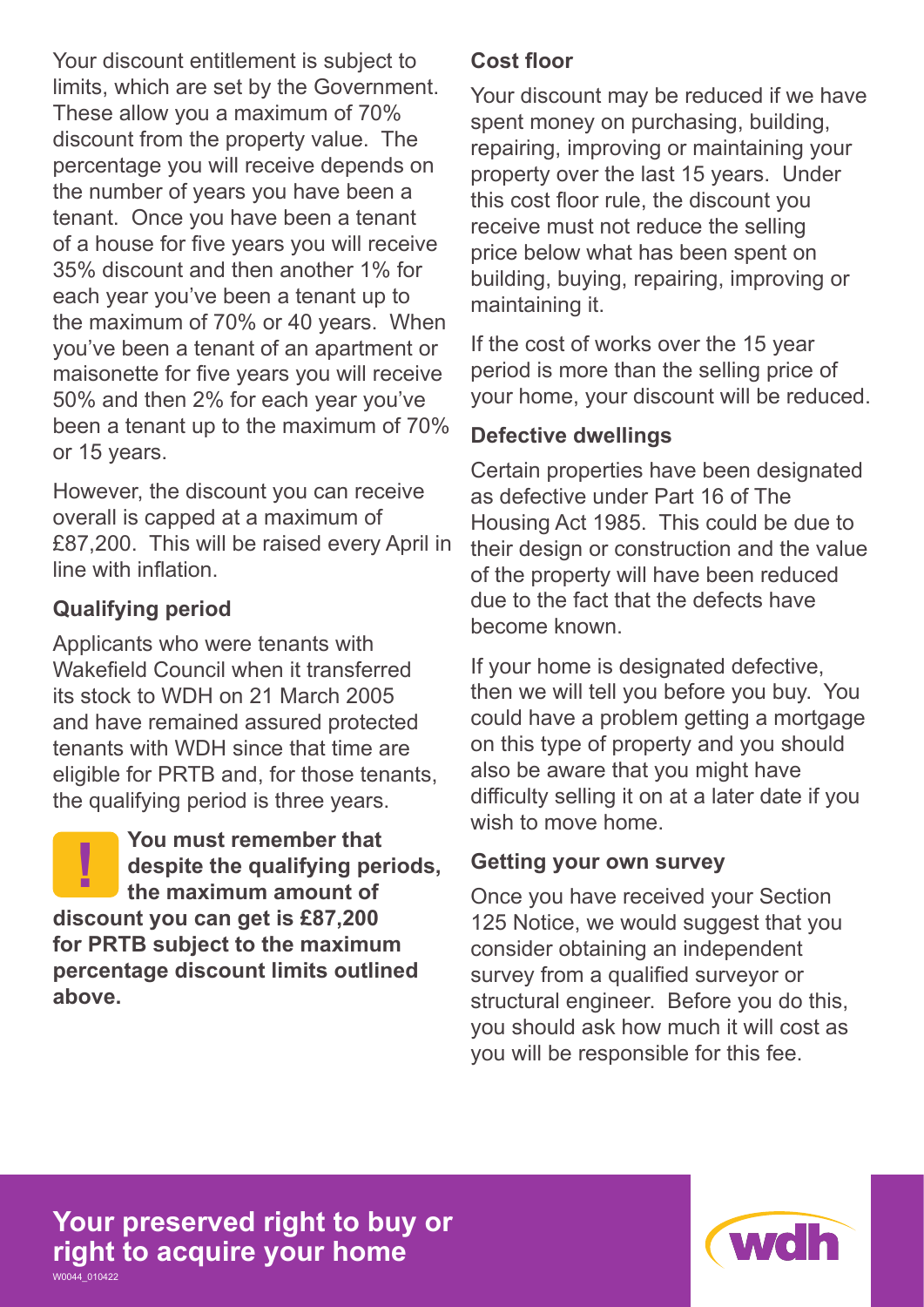Your discount entitlement is subject to limits, which are set by the Government. These allow you a maximum of 70% discount from the property value. The percentage you will receive depends on the number of years you have been a tenant. Once you have been a tenant of a house for five years you will receive 35% discount and then another 1% for each year you've been a tenant up to the maximum of 70% or 40 years. When you've been a tenant of an apartment or maisonette for five years you will receive 50% and then 2% for each year you've been a tenant up to the maximum of 70% or 15 years.

However, the discount you can receive overall is capped at a maximum of £87,200. This will be raised every April in line with inflation.

### Qualifying period

Applicants who were tenants with Wakefield Council when it transferred its stock to WDH on 21 March 2005 and have remained assured protected tenants with WDH since that time are eligible for PRTB and, for those tenants, the qualifying period is three years.

**! You must remember that despite the qualifying periods, the maximum amount of discount you can get is £87,200 for PRTB subject to the maximum percentage discount limits outlined above.**

### Cost floor

Your discount may be reduced if we have spent money on purchasing, building, repairing, improving or maintaining your property over the last 15 years. Under this cost floor rule, the discount you receive must not reduce the selling price below what has been spent on building, buying, repairing, improving or maintaining it.

If the cost of works over the 15 year period is more than the selling price of your home, your discount will be reduced.

### Defective dwellings

Certain properties have been designated as defective under Part 16 of The Housing Act 1985. This could be due to their design or construction and the value of the property will have been reduced due to the fact that the defects have become known.

If your home is designated defective, then we will tell you before you buy. You could have a problem getting a mortgage on this type of property and you should also be aware that you might have difficulty selling it on at a later date if you wish to move home.

### Getting your own survey

Once you have received your Section 125 Notice, we would suggest that you consider obtaining an independent survey from a qualified surveyor or structural engineer. Before you do this, you should ask how much it will cost as you will be responsible for this fee.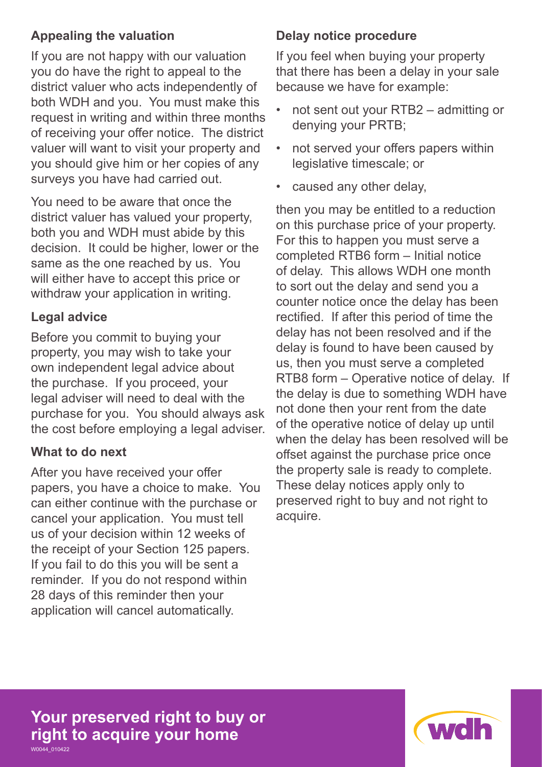## Appealing the valuation

If you are not happy with our valuation you do have the right to appeal to the district valuer who acts independently of both WDH and you. You must make this request in writing and within three months of receiving your offer notice. The district valuer will want to visit your property and you should give him or her copies of any surveys you have had carried out.

You need to be aware that once the district valuer has valued your property, both you and WDH must abide by this decision. It could be higher, lower or the same as the one reached by us. You will either have to accept this price or withdraw your application in writing.

## Legal advice

Before you commit to buying your property, you may wish to take your own independent legal advice about the purchase. If you proceed, your legal adviser will need to deal with the purchase for you. You should always ask the cost before employing a legal adviser.

## What to do next

After you have received your offer papers, you have a choice to make. You can either continue with the purchase or cancel your application. You must tell us of your decision within 12 weeks of the receipt of your Section 125 papers. If you fail to do this you will be sent a reminder. If you do not respond within 28 days of this reminder then your application will cancel automatically.

## Delay notice procedure

If you feel when buying your property that there has been a delay in your sale because we have for example:

- not sent out your RTB2 – admitting or denying your PRTB;
- not served your offers papers within legislative timescale; or
- caused any other delay,

then you may be entitled to a reduction on this purchase price of your property. For this to happen you must serve a completed RTB6 form – Initial notice of delay. This allows WDH one month to sort out the delay and send you a counter notice once the delay has been rectified. If after this period of time the delay has not been resolved and if the delay is found to have been caused by us, then you must serve a completed RTB8 form – Operative notice of delay. If the delay is due to something WDH have not done then your rent from the date of the operative notice of delay up until when the delay has been resolved will be offset against the purchase price once the property sale is ready to complete. These delay notices apply only to preserved right to buy and not right to acquire.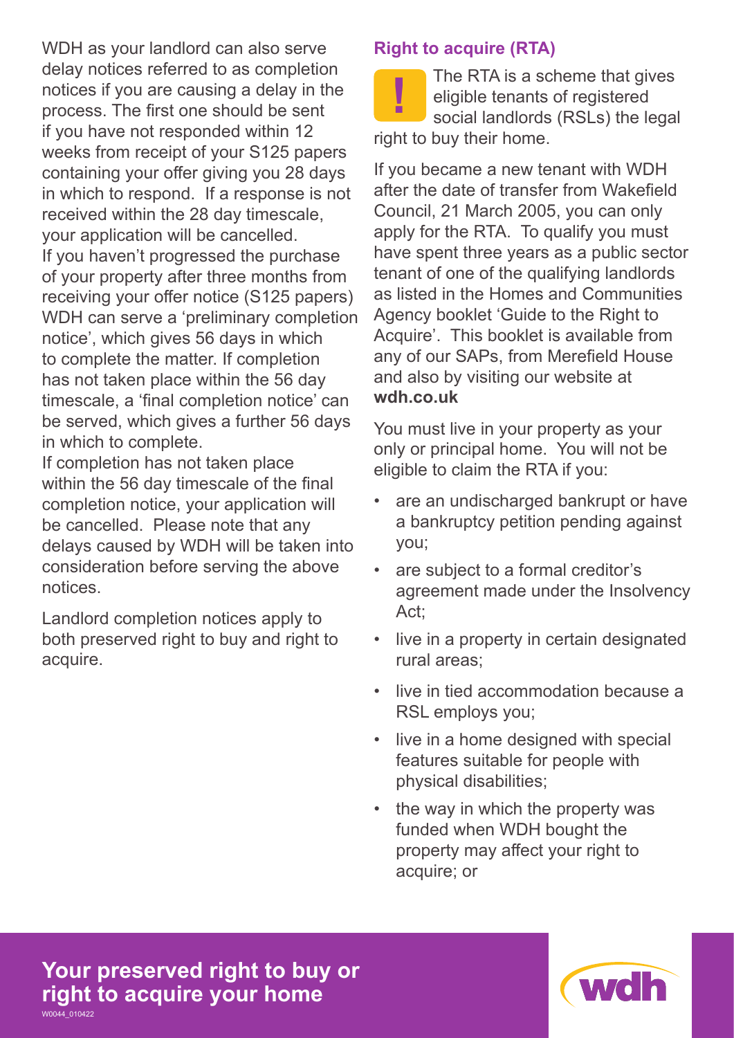WDH as your landlord can also serve delay notices referred to as completion notices if you are causing a delay in the process. The first one should be sent if you have not responded within 12 weeks from receipt of your S125 papers containing your offer giving you 28 days in which to respond. If a response is not received within the 28 day timescale, your application will be cancelled.

If you haven't progressed the purchase of your property after three months from receiving your offer notice (S125 papers) WDH can serve a 'preliminary completion notice', which gives 56 days in which to complete the matter. If completion has not taken place within the 56 day timescale, a 'final completion notice' can be served, which gives a further 56 days in which to complete.

If completion has not taken place within the 56 day timescale of the final completion notice, your application will be cancelled. Please note that any delays caused by WDH will be taken into consideration before serving the above notices.

Landlord completion notices apply to both preserved right to buy and right to acquire.

### Right to acquire (RTA)

The RTA is a scheme that gives eligible tenants of registered social landlords (RSLs) the legal right to buy their home.

If you became a new tenant with WDH after the date of transfer from Wakefield Council, 21 March 2005, you can only apply for the RTA. To qualify you must have spent three years as a public sector tenant of one of the qualifying landlords as listed in the Homes and Communities Agency booklet 'Guide to the Right to Acquire'. This booklet is available from any of our SAPs, from Merefield House and also by visiting our website at **wdh.co.uk**

You must live in your property as your only or principal home. You will not be eligible to claim the RTA if you:

- are an undischarged bankrupt or have a bankruptcy petition pending against you;
- are subject to a formal creditor's agreement made under the Insolvency Act;
- live in a property in certain designated rural areas;
- live in tied accommodation because a RSL employs you;
- live in a home designed with special features suitable for people with physical disabilities;
- the way in which the property was funded when WDH bought the property may affect your right to acquire; or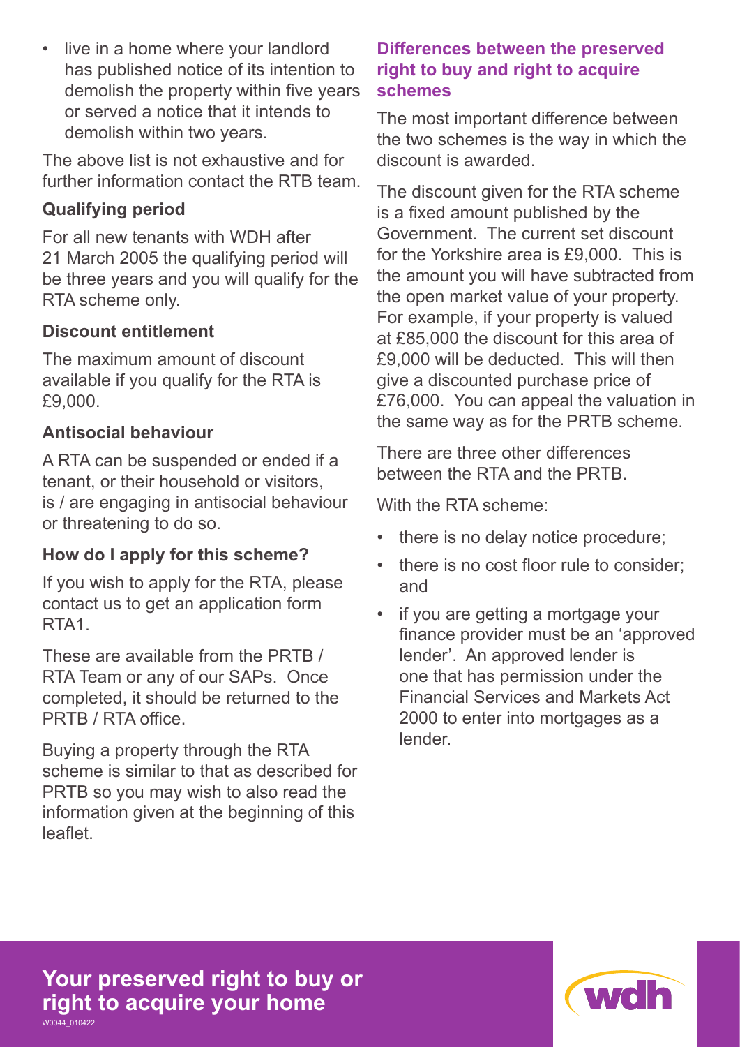- live in a home where your landlord has published notice of its intention to demolish the property within five years or served a notice that it intends to demolish within two years.

The above list is not exhaustive and for further information contact the RTB team.

### Qualifying period

For all new tenants with WDH after 21 March 2005 the qualifying period will be three years and you will qualify for the RTA scheme only.

### Discount entitlement

The maximum amount of discount available if you qualify for the RTA is £9,000.

### Antisocial behaviour

A RTA can be suspended or ended if a tenant, or their household or visitors, is / are engaging in antisocial behaviour or threatening to do so.

### How do I apply for this scheme?

If you wish to apply for the RTA, please contact us to get an application form RTA1.

These are available from the PRTB / RTA Team or any of our SAPs. Once completed, it should be returned to the PRTB / RTA office.

Buying a property through the RTA scheme is similar to that as described for PRTB so you may wish to also read the information given at the beginning of this leaflet.

## Differences between the preserved right to buy and right to acquire schemes

The most important difference between the two schemes is the way in which the discount is awarded.

The discount given for the RTA scheme is a fixed amount published by the Government. The current set discount for the Yorkshire area is £9,000. This is the amount you will have subtracted from the open market value of your property. For example, if your property is valued at £85,000 the discount for this area of £9,000 will be deducted. This will then give a discounted purchase price of £76,000. You can appeal the valuation in the same way as for the PRTB scheme.

There are three other differences between the RTA and the PRTB.

With the RTA scheme:

- there is no delay notice procedure;
- there is no cost floor rule to consider; and
- if you are getting a mortgage your finance provider must be an 'approved lender'. An approved lender is one that has permission under the Financial Services and Markets Act 2000 to enter into mortgages as a lender.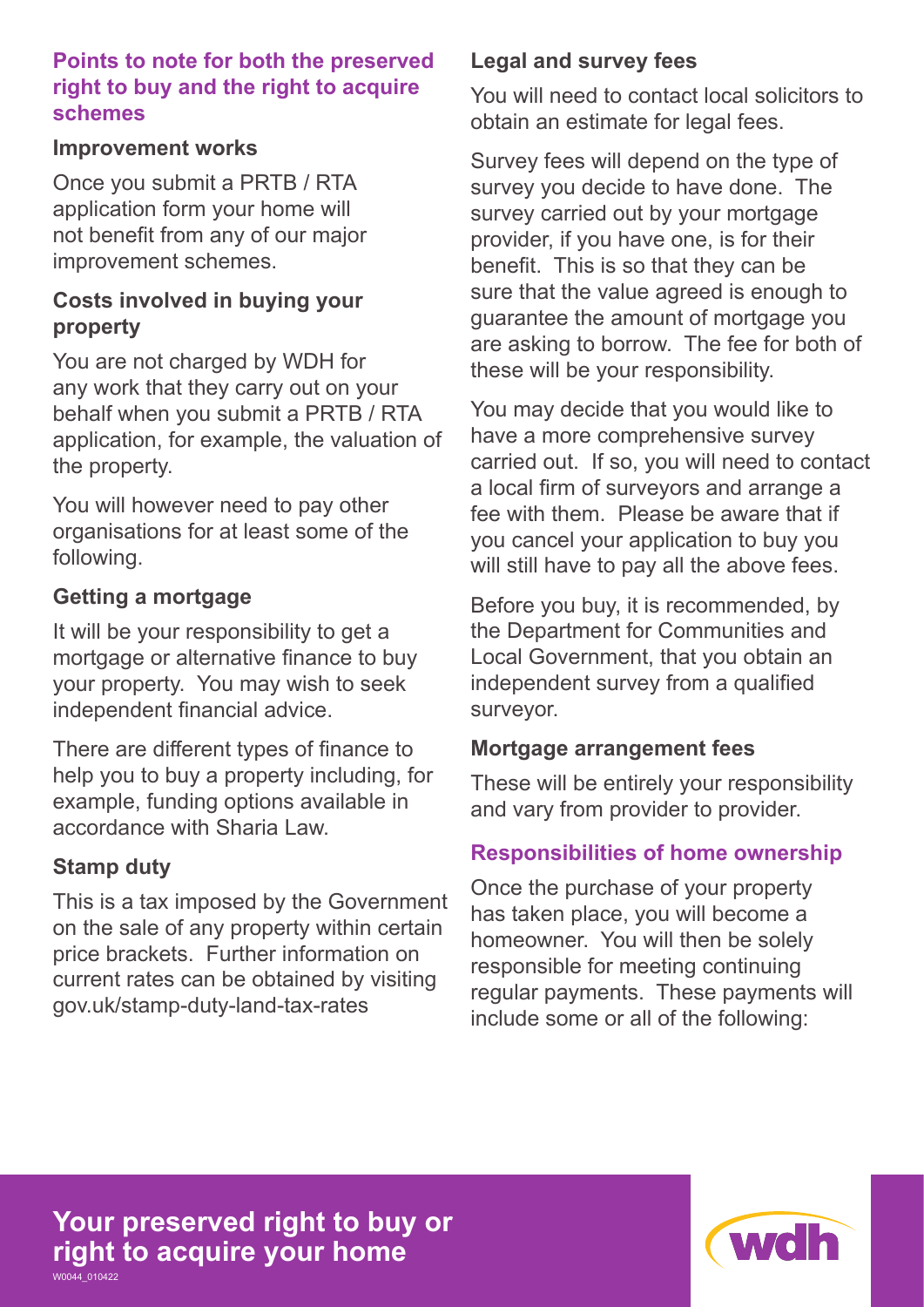## Points to note for both the preserved right to buy and the right to acquire schemes

### Improvement works

Once you submit a PRTB / RTA application form your home will not benefit from any of our major improvement schemes.

### Costs involved in buying your property

You are not charged by WDH for any work that they carry out on your behalf when you submit a PRTB / RTA application, for example, the valuation of the property.

You will however need to pay other organisations for at least some of the following.

### Getting a mortgage

It will be your responsibility to get a mortgage or alternative finance to buy your property. You may wish to seek independent financial advice.

There are different types of finance to help you to buy a property including, for example, funding options available in accordance with Sharia Law.

### Stamp duty

This is a tax imposed by the Government on the sale of any property within certain price brackets. Further information on current rates can be obtained by visiting gov.uk/stamp-duty-land-tax-rates

### Legal and survey fees

You will need to contact local solicitors to obtain an estimate for legal fees.

Survey fees will depend on the type of survey you decide to have done. The survey carried out by your mortgage provider, if you have one, is for their benefit. This is so that they can be sure that the value agreed is enough to guarantee the amount of mortgage you are asking to borrow. The fee for both of these will be your responsibility.

You may decide that you would like to have a more comprehensive survey carried out. If so, you will need to contact a local firm of surveyors and arrange a fee with them. Please be aware that if you cancel your application to buy you will still have to pay all the above fees.

Before you buy, it is recommended, by the Department for Communities and Local Government, that you obtain an independent survey from a qualified surveyor.

### Mortgage arrangement fees

These will be entirely your responsibility and vary from provider to provider.

## Responsibilities of home ownership

Once the purchase of your property has taken place, you will become a homeowner. You will then be solely responsible for meeting continuing regular payments. These payments will include some or all of the following: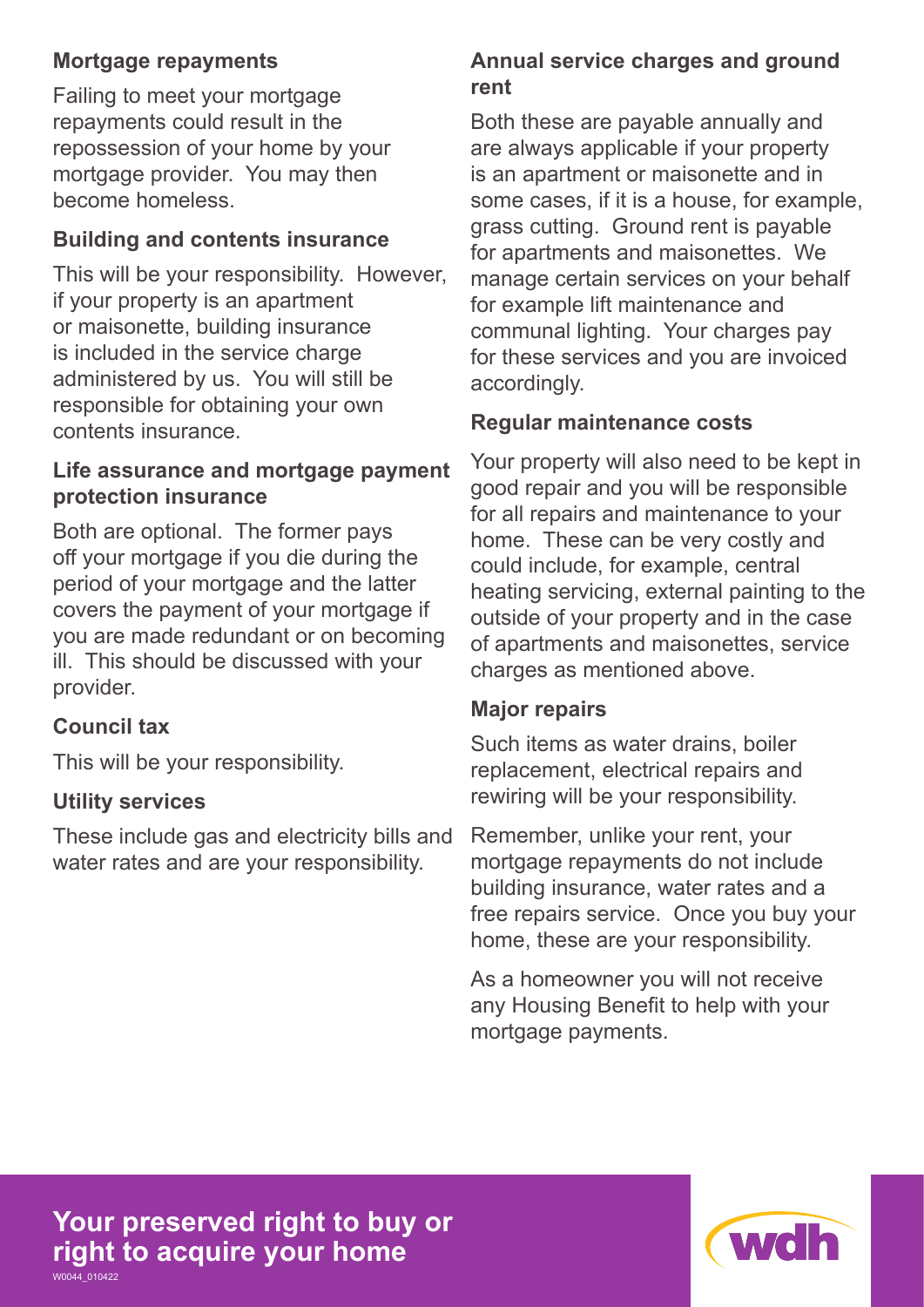### Mortgage repayments

Failing to meet your mortgage repayments could result in the repossession of your home by your mortgage provider. You may then become homeless.

### Building and contents insurance

This will be your responsibility. However, if your property is an apartment or maisonette, building insurance is included in the service charge administered by us. You will still be responsible for obtaining your own contents insurance.

### Life assurance and mortgage payment protection insurance

Both are optional. The former pays off your mortgage if you die during the period of your mortgage and the latter covers the payment of your mortgage if you are made redundant or on becoming ill. This should be discussed with your provider.

### Council tax

This will be your responsibility.

### Utility services

These include gas and electricity bills and water rates and are your responsibility.

### Annual service charges and ground rent

Both these are payable annually and are always applicable if your property is an apartment or maisonette and in some cases, if it is a house, for example, grass cutting. Ground rent is payable for apartments and maisonettes. We manage certain services on your behalf for example lift maintenance and communal lighting. Your charges pay for these services and you are invoiced accordingly.

### Regular maintenance costs

Your property will also need to be kept in good repair and you will be responsible for all repairs and maintenance to your home. These can be very costly and could include, for example, central heating servicing, external painting to the outside of your property and in the case of apartments and maisonettes, service charges as mentioned above.

### Major repairs

Such items as water drains, boiler replacement, electrical repairs and rewiring will be your responsibility.

Remember, unlike your rent, your mortgage repayments do not include building insurance, water rates and a free repairs service. Once you buy your home, these are your responsibility.

As a homeowner you will not receive any Housing Benefit to help with your mortgage payments.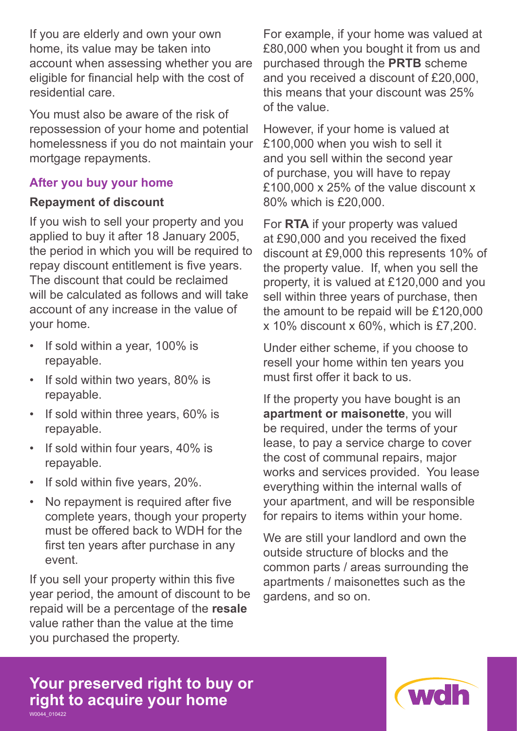If you are elderly and own your own home, its value may be taken into account when assessing whether you are eligible for financial help with the cost of residential care.

You must also be aware of the risk of repossession of your home and potential homelessness if you do not maintain your mortgage repayments.

## After you buy your home

### Repayment of discount

If you wish to sell your property and you applied to buy it after 18 January 2005, the period in which you will be required to repay discount entitlement is five years. The discount that could be reclaimed will be calculated as follows and will take account of any increase in the value of your home.

- If sold within a year, 100% is repayable.
- If sold within two years, 80% is repayable.
- If sold within three years, 60% is repayable.
- If sold within four years, 40% is repayable.
- If sold within five years, 20%.
- No repayment is required after five complete years, though your property must be offered back to WDH for the first ten years after purchase in any event.

If you sell your property within this five year period, the amount of discount to be repaid will be a percentage of the **resale** value rather than the value at the time you purchased the property.

For example, if your home was valued at £80,000 when you bought it from us and purchased through the **PRTB** scheme and you received a discount of £20,000, this means that your discount was 25% of the value.

However, if your home is valued at £100,000 when you wish to sell it and you sell within the second year of purchase, you will have to repay £100,000 x 25% of the value discount x 80% which is £20,000.

For **RTA** if your property was valued at £90,000 and you received the fixed discount at £9,000 this represents 10% of the property value. If, when you sell the property, it is valued at £120,000 and you sell within three years of purchase, then the amount to be repaid will be £120,000 x 10% discount x 60%, which is £7,200.

Under either scheme, if you choose to resell your home within ten years you must first offer it back to us.

If the property you have bought is an **apartment or maisonette**, you will be required, under the terms of your lease, to pay a service charge to cover the cost of communal repairs, major works and services provided. You lease everything within the internal walls of your apartment, and will be responsible for repairs to items within your home.

We are still your landlord and own the outside structure of blocks and the common parts / areas surrounding the apartments / maisonettes such as the gardens, and so on.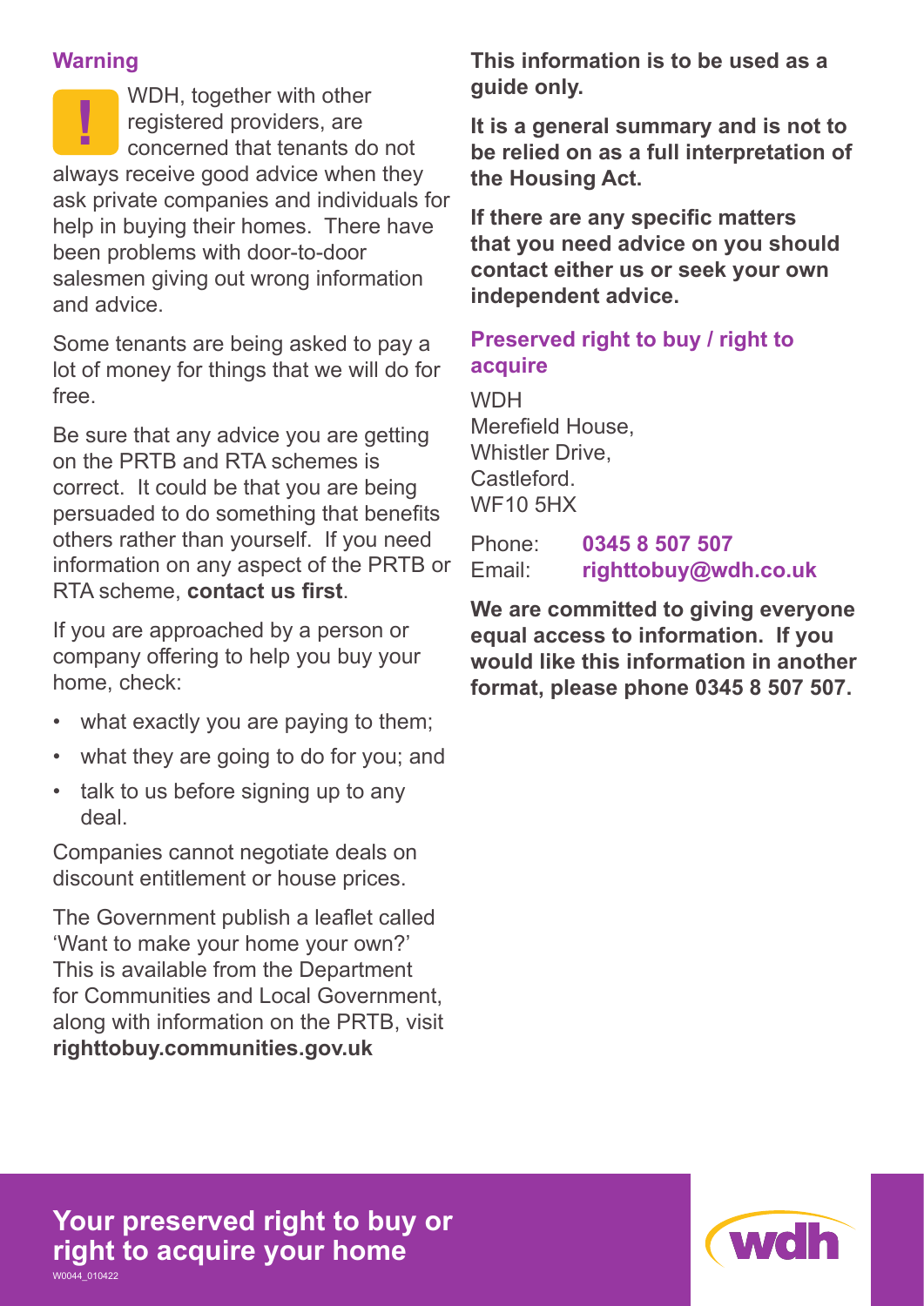## Warning

WDH, together with other registered providers, are concerned that tenants do not always receive good advice when they ask private companies and individuals for help in buying their homes. There have been problems with door-to-door salesmen giving out wrong information and advice.

Some tenants are being asked to pay a lot of money for things that we will do for free.

Be sure that any advice you are getting on the PRTB and RTA schemes is correct. It could be that you are being persuaded to do something that benefits others rather than yourself. If you need information on any aspect of the PRTB or RTA scheme, **contact us first**.

If you are approached by a person or company offering to help you buy your home, check:

- what exactly you are paying to them;
- what they are going to do for you; and
- talk to us before signing up to any deal.

Companies cannot negotiate deals on discount entitlement or house prices.

The Government publish a leaflet called 'Want to make your home your own?' This is available from the Department for Communities and Local Government, along with information on the PRTB, visit **righttobuy.communities.gov.uk**

**This information is to be used as a guide only.**

**It is a general summary and is not to be relied on as a full interpretation of the Housing Act.**

**If there are any specific matters that you need advice on you should contact either us or seek your own independent advice.**

## Preserved right to buy / right to acquire

WDH
Merefield House,
Whistler Drive,
Castleford.
WF10 5HX

Phone: **0345 8 507 507**
Email: **righttobuy@wdh.co.uk**

**We are committed to giving everyone equal access to information. If you would like this information in another format, please phone 0345 8 507 507.**

**Your preserved right to buy or right to acquire your home**

W0044_010422

wdh